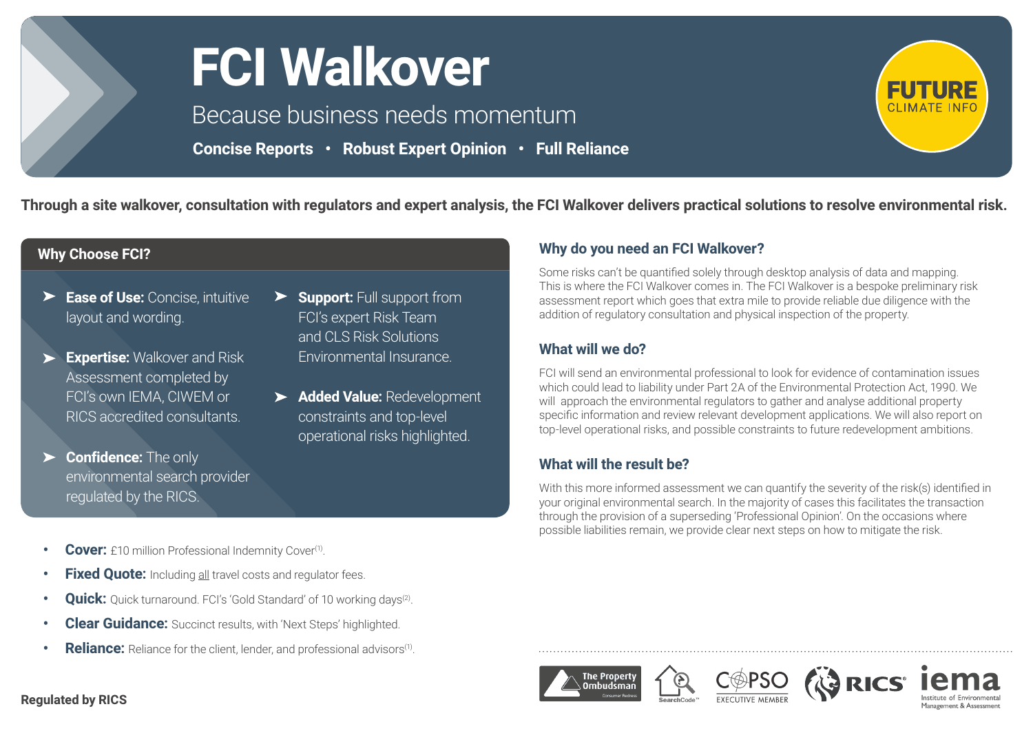# FCI Walkover

Because business needs momentum

**Concise Reports • Robust Expert Opinion • Full Reliance**

FUTURE CLIMATE INFO

**Through a site walkover, consultation with regulators and expert analysis, the FCI Walkover delivers practical solutions to resolve environmental risk.**

## Why Choose FCI?

- **Ease of Use:** Concise, intuitive layout and wording.
- **Expertise:** Walkover and Risk Assessment completed by FCI's own IEMA, CIWEM or RICS accredited consultants.
- **Confidence:** The only environmental search provider regulated by the RICS.
- **Support:** Full support from FCI's expert Risk Team and CLS Risk Solutions Environmental Insurance.
- **Added Value:** Redevelopment constraints and top-level operational risks highlighted.

- **Cover:** £10 million Professional Indemnity Cover[1].
- **Fixed Quote:** Including all travel costs and regulator fees.
- **Quick:** Quick turnaround. FCI's 'Gold Standard' of 10 working days[2].
- **Clear Guidance:** Succinct results, with 'Next Steps' highlighted.
- **Reliance:** Reliance for the client, lender, and professional advisors[1].

## Why do you need an FCI Walkover?

Some risks can't be quantified solely through desktop analysis of data and mapping. This is where the FCI Walkover comes in. The FCI Walkover is a bespoke preliminary risk assessment report which goes that extra mile to provide reliable due diligence with the addition of regulatory consultation and physical inspection of the property.

## What will we do?

FCI will send an environmental professional to look for evidence of contamination issues which could lead to liability under Part 2A of the Environmental Protection Act, 1990. We will approach the environmental regulators to gather and analyse additional property specific information and review relevant development applications. We will also report on top-level operational risks, and possible constraints to future redevelopment ambitions.

## What will the result be?

With this more informed assessment we can quantify the severity of the risk(s) identified in your original environmental search. In the majority of cases this facilitates the transaction through the provision of a superseding 'Professional Opinion'. On the occasions where possible liabilities remain, we provide clear next steps on how to mitigate the risk.

The Property Ombudsman · SearchCode · COPSO Executive Member · RICS · iema Institute of Environmental Management & Assessment

**Regulated by RICS**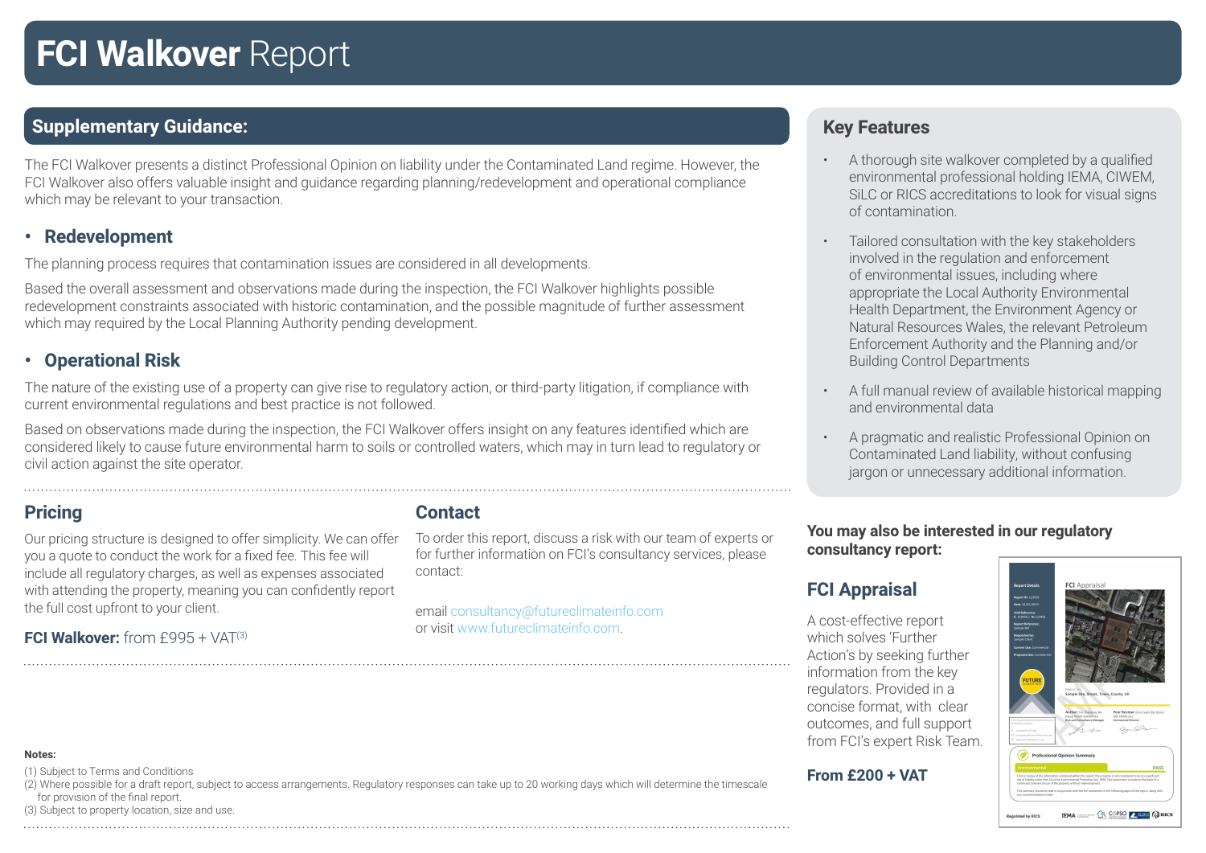# FCI Walkover Report

## Supplementary Guidance:

The FCI Walkover presents a distinct Professional Opinion on liability under the Contaminated Land regime. However, the FCI Walkover also offers valuable insight and guidance regarding planning/redevelopment and operational compliance which may be relevant to your transaction.

### • Redevelopment

The planning process requires that contamination issues are considered in all developments.

Based the overall assessment and observations made during the inspection, the FCI Walkover highlights possible redevelopment constraints associated with historic contamination, and the possible magnitude of further assessment which may required by the Local Planning Authority pending development.

### • Operational Risk

The nature of the existing use of a property can give rise to regulatory action, or third-party litigation, if compliance with current environmental regulations and best practice is not followed.

Based on observations made during the inspection, the FCI Walkover offers insight on any features identified which are considered likely to cause future environmental harm to soils or controlled waters, which may in turn lead to regulatory or civil action against the site operator.

## Pricing

Our pricing structure is designed to offer simplicity. We can offer you a quote to conduct the work for a fixed fee. This fee will include all regulatory charges, as well as expenses associated with attending the property, meaning you can confidently report the full cost upfront to your client.

**FCI Walkover:** from £995 + VAT[3]

## Contact

To order this report, discuss a risk with our team of experts or for further information on FCI's consultancy services, please contact:

email consultancy@futureclimateinfo.com
or visit www.futureclimateinfo.com.

**Notes:**

(1) Subject to Terms and Conditions
(2) Where possible for a draft report, subject to access arrangements. Regulatory responses can take up to 20 working days which will determine the timescale for provision of the final report.
(3) Subject to property location, size and use.

## Key Features

- A thorough site walkover completed by a qualified environmental professional holding IEMA, CIWEM, SiLC or RICS accreditations to look for visual signs of contamination.
- Tailored consultation with the key stakeholders involved in the regulation and enforcement of environmental issues, including where appropriate the Local Authority Environmental Health Department, the Environment Agency or Natural Resources Wales, the relevant Petroleum Enforcement Authority and the Planning and/or Building Control Departments
- A full manual review of available historical mapping and environmental data
- A pragmatic and realistic Professional Opinion on Contaminated Land liability, without confusing jargon or unnecessary additional information.

**You may also be interested in our regulatory consultancy report:**

## FCI Appraisal

A cost-effective report which solves 'Further Action's by seeking further information from the key regulators. Provided in a concise format, with clear outcomes, and full support from FCI's expert Risk Team.

**From £200 + VAT**